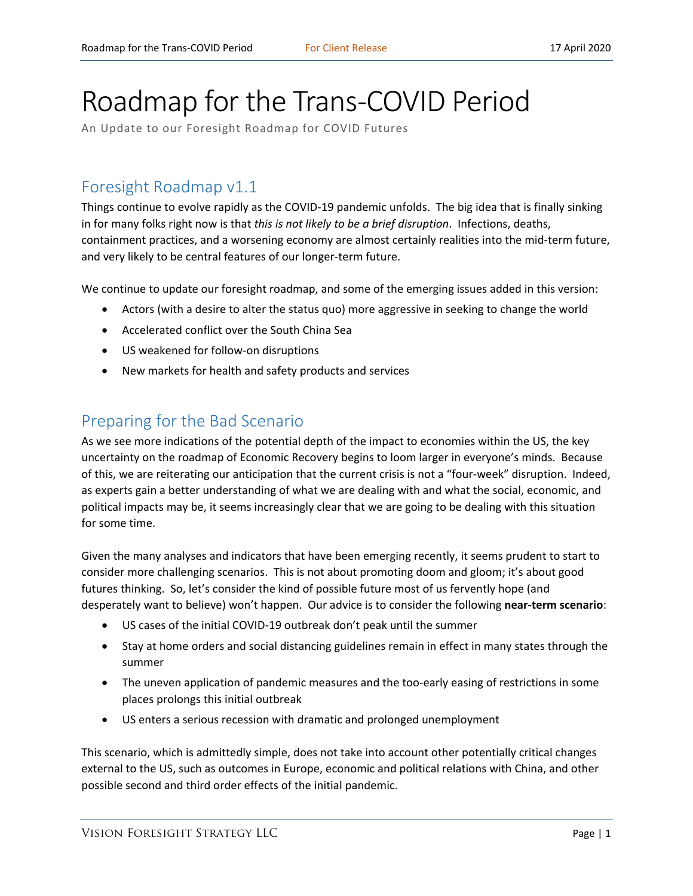# Roadmap for the Trans-COVID Period

An Update to our Foresight Roadmap for COVID Futures

## Foresight Roadmap v1.1

Things continue to evolve rapidly as the COVID-19 pandemic unfolds. The big idea that is finally sinking in for many folks right now is that *this is not likely to be a brief disruption*. Infections, deaths, containment practices, and a worsening economy are almost certainly realities into the mid-term future, and very likely to be central features of our longer-term future.

We continue to update our foresight roadmap, and some of the emerging issues added in this version:

- Actors (with a desire to alter the status quo) more aggressive in seeking to change the world
- Accelerated conflict over the South China Sea
- US weakened for follow-on disruptions
- New markets for health and safety products and services

## Preparing for the Bad Scenario

As we see more indications of the potential depth of the impact to economies within the US, the key uncertainty on the roadmap of Economic Recovery begins to loom larger in everyone's minds. Because of this, we are reiterating our anticipation that the current crisis is not a "four-week" disruption. Indeed, as experts gain a better understanding of what we are dealing with and what the social, economic, and political impacts may be, it seems increasingly clear that we are going to be dealing with this situation for some time.

Given the many analyses and indicators that have been emerging recently, it seems prudent to start to consider more challenging scenarios. This is not about promoting doom and gloom; it's about good futures thinking. So, let's consider the kind of possible future most of us fervently hope (and desperately want to believe) won't happen. Our advice is to consider the following **near-term scenario**:

- US cases of the initial COVID-19 outbreak don't peak until the summer
- Stay at home orders and social distancing guidelines remain in effect in many states through the summer
- The uneven application of pandemic measures and the too-early easing of restrictions in some places prolongs this initial outbreak
- US enters a serious recession with dramatic and prolonged unemployment

This scenario, which is admittedly simple, does not take into account other potentially critical changes external to the US, such as outcomes in Europe, economic and political relations with China, and other possible second and third order effects of the initial pandemic.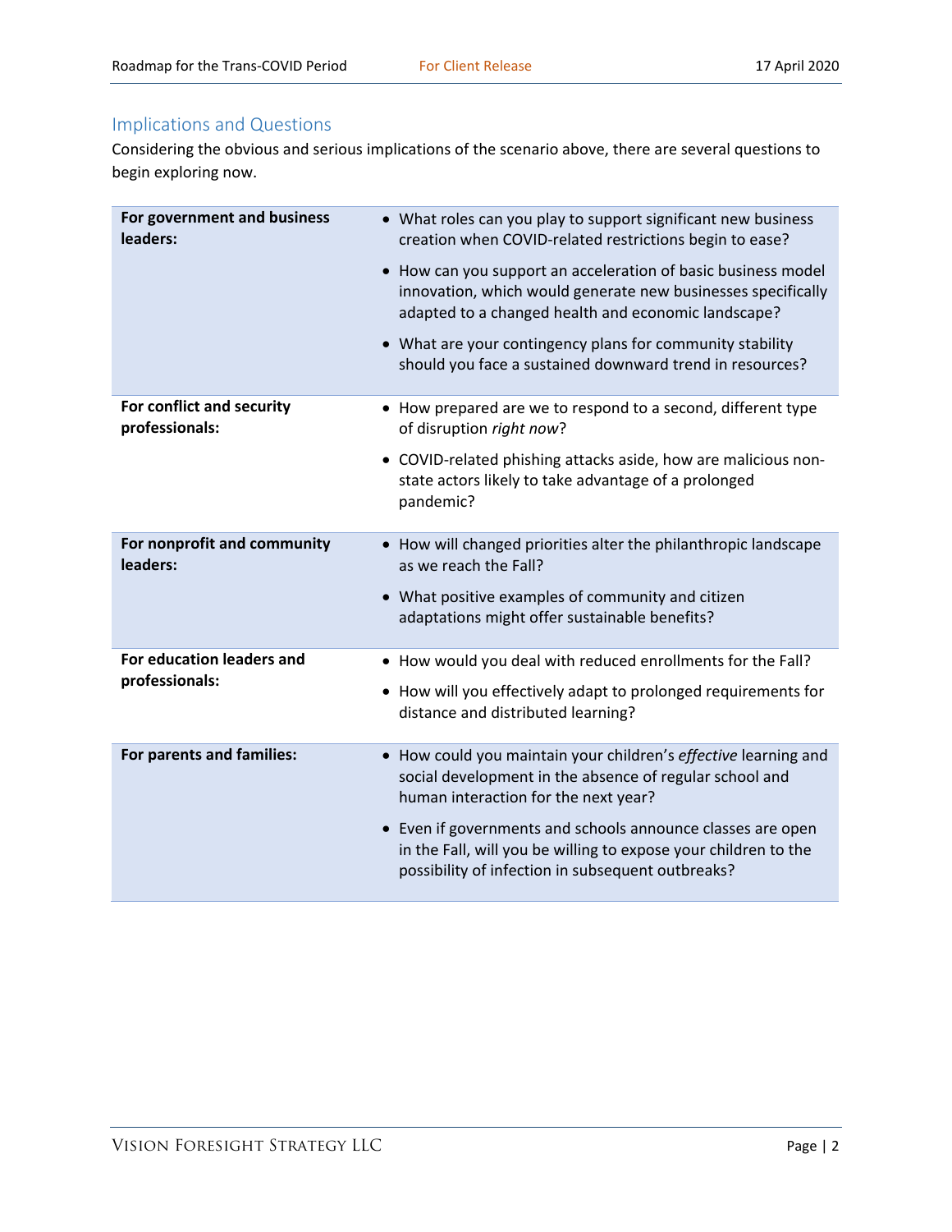## Implications and Questions

Considering the obvious and serious implications of the scenario above, there are several questions to begin exploring now.

| | |
|---|---|
| **For government and business leaders:** | • What roles can you play to support significant new business creation when COVID-related restrictions begin to ease?<br>• How can you support an acceleration of basic business model innovation, which would generate new businesses specifically adapted to a changed health and economic landscape?<br>• What are your contingency plans for community stability should you face a sustained downward trend in resources? |
| **For conflict and security professionals:** | • How prepared are we to respond to a second, different type of disruption *right now*?<br>• COVID-related phishing attacks aside, how are malicious non-state actors likely to take advantage of a prolonged pandemic? |
| **For nonprofit and community leaders:** | • How will changed priorities alter the philanthropic landscape as we reach the Fall?<br>• What positive examples of community and citizen adaptations might offer sustainable benefits? |
| **For education leaders and professionals:** | • How would you deal with reduced enrollments for the Fall?<br>• How will you effectively adapt to prolonged requirements for distance and distributed learning? |
| **For parents and families:** | • How could you maintain your children's *effective* learning and social development in the absence of regular school and human interaction for the next year?<br>• Even if governments and schools announce classes are open in the Fall, will you be willing to expose your children to the possibility of infection in subsequent outbreaks? |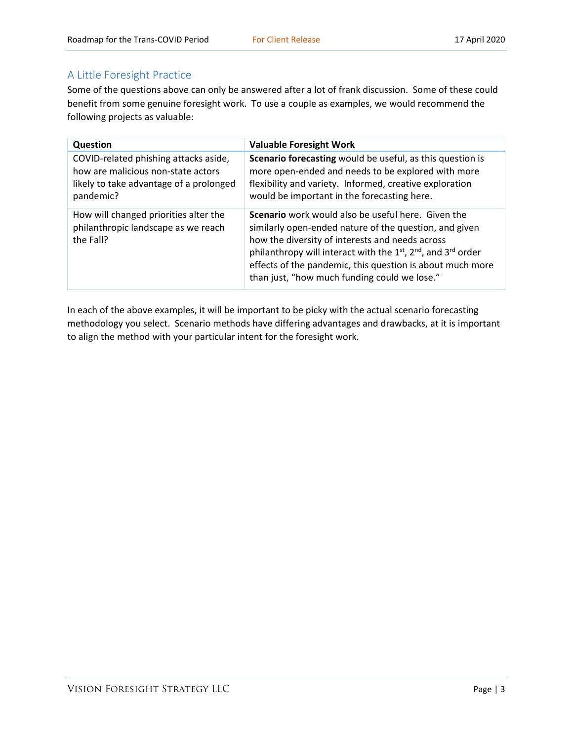## A Little Foresight Practice

Some of the questions above can only be answered after a lot of frank discussion. Some of these could benefit from some genuine foresight work. To use a couple as examples, we would recommend the following projects as valuable:

| Question | Valuable Foresight Work |
| --- | --- |
| COVID-related phishing attacks aside, how are malicious non-state actors likely to take advantage of a prolonged pandemic? | **Scenario forecasting** would be useful, as this question is more open-ended and needs to be explored with more flexibility and variety. Informed, creative exploration would be important in the forecasting here. |
| How will changed priorities alter the philanthropic landscape as we reach the Fall? | **Scenario** work would also be useful here. Given the similarly open-ended nature of the question, and given how the diversity of interests and needs across philanthropy will interact with the 1st, 2nd, and 3rd order effects of the pandemic, this question is about much more than just, "how much funding could we lose." |

In each of the above examples, it will be important to be picky with the actual scenario forecasting methodology you select. Scenario methods have differing advantages and drawbacks, at it is important to align the method with your particular intent for the foresight work.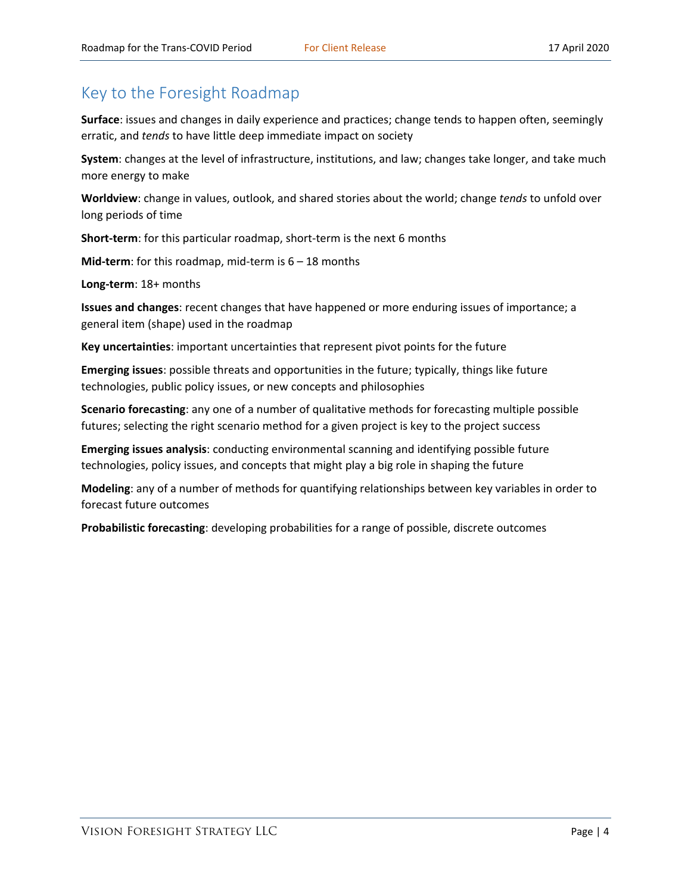## Key to the Foresight Roadmap

**Surface**: issues and changes in daily experience and practices; change tends to happen often, seemingly erratic, and *tends* to have little deep immediate impact on society

**System**: changes at the level of infrastructure, institutions, and law; changes take longer, and take much more energy to make

**Worldview**: change in values, outlook, and shared stories about the world; change *tends* to unfold over long periods of time

**Short-term**: for this particular roadmap, short-term is the next 6 months

**Mid-term**: for this roadmap, mid-term is 6 – 18 months

**Long-term**: 18+ months

**Issues and changes**: recent changes that have happened or more enduring issues of importance; a general item (shape) used in the roadmap

**Key uncertainties**: important uncertainties that represent pivot points for the future

**Emerging issues**: possible threats and opportunities in the future; typically, things like future technologies, public policy issues, or new concepts and philosophies

**Scenario forecasting**: any one of a number of qualitative methods for forecasting multiple possible futures; selecting the right scenario method for a given project is key to the project success

**Emerging issues analysis**: conducting environmental scanning and identifying possible future technologies, policy issues, and concepts that might play a big role in shaping the future

**Modeling**: any of a number of methods for quantifying relationships between key variables in order to forecast future outcomes

**Probabilistic forecasting**: developing probabilities for a range of possible, discrete outcomes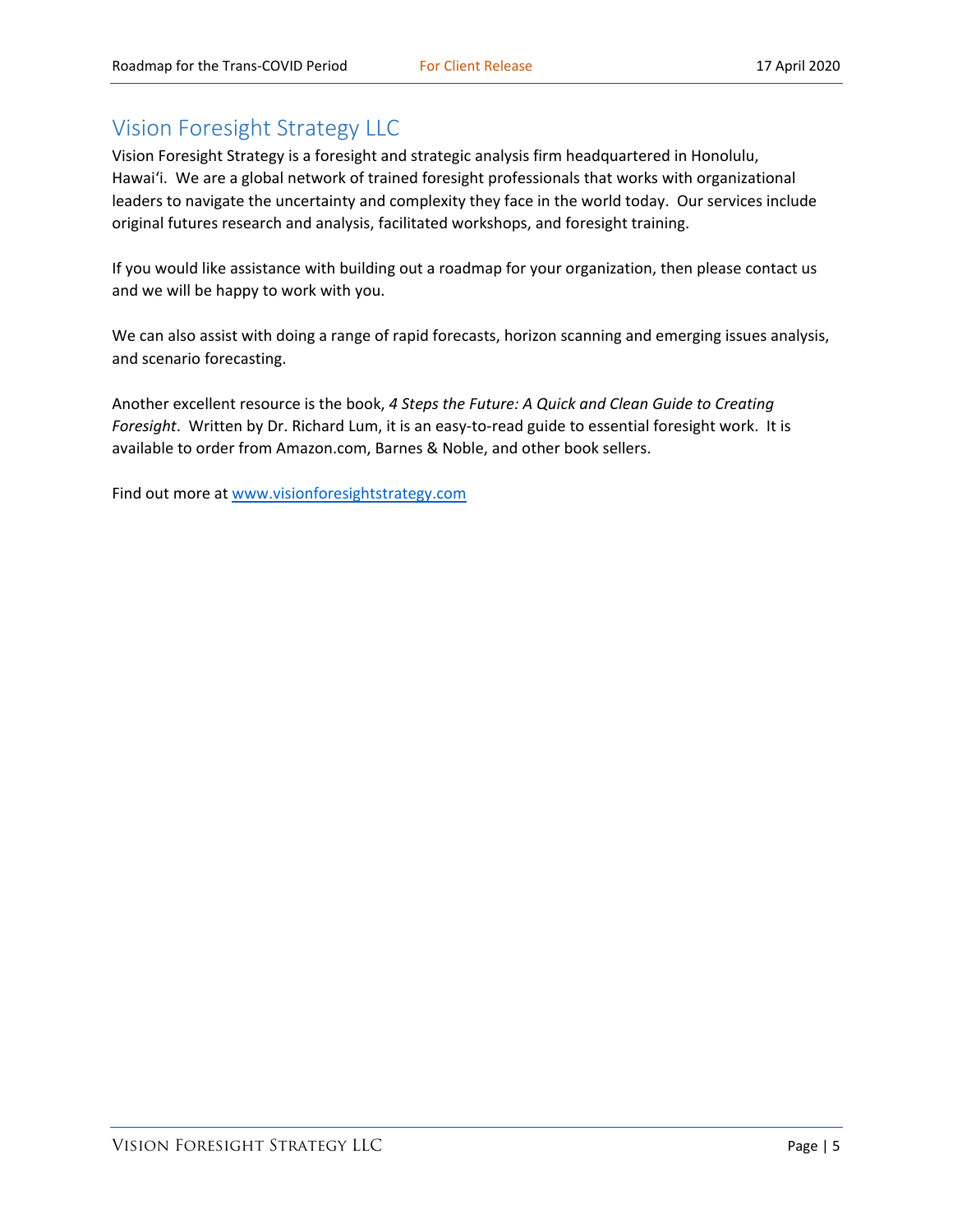## Vision Foresight Strategy LLC

Vision Foresight Strategy is a foresight and strategic analysis firm headquartered in Honolulu, Hawai'i. We are a global network of trained foresight professionals that works with organizational leaders to navigate the uncertainty and complexity they face in the world today. Our services include original futures research and analysis, facilitated workshops, and foresight training.

If you would like assistance with building out a roadmap for your organization, then please contact us and we will be happy to work with you.

We can also assist with doing a range of rapid forecasts, horizon scanning and emerging issues analysis, and scenario forecasting.

Another excellent resource is the book, *4 Steps the Future: A Quick and Clean Guide to Creating Foresight*. Written by Dr. Richard Lum, it is an easy-to-read guide to essential foresight work. It is available to order from Amazon.com, Barnes & Noble, and other book sellers.

Find out more at [www.visionforesightstrategy.com](http://www.visionforesightstrategy.com)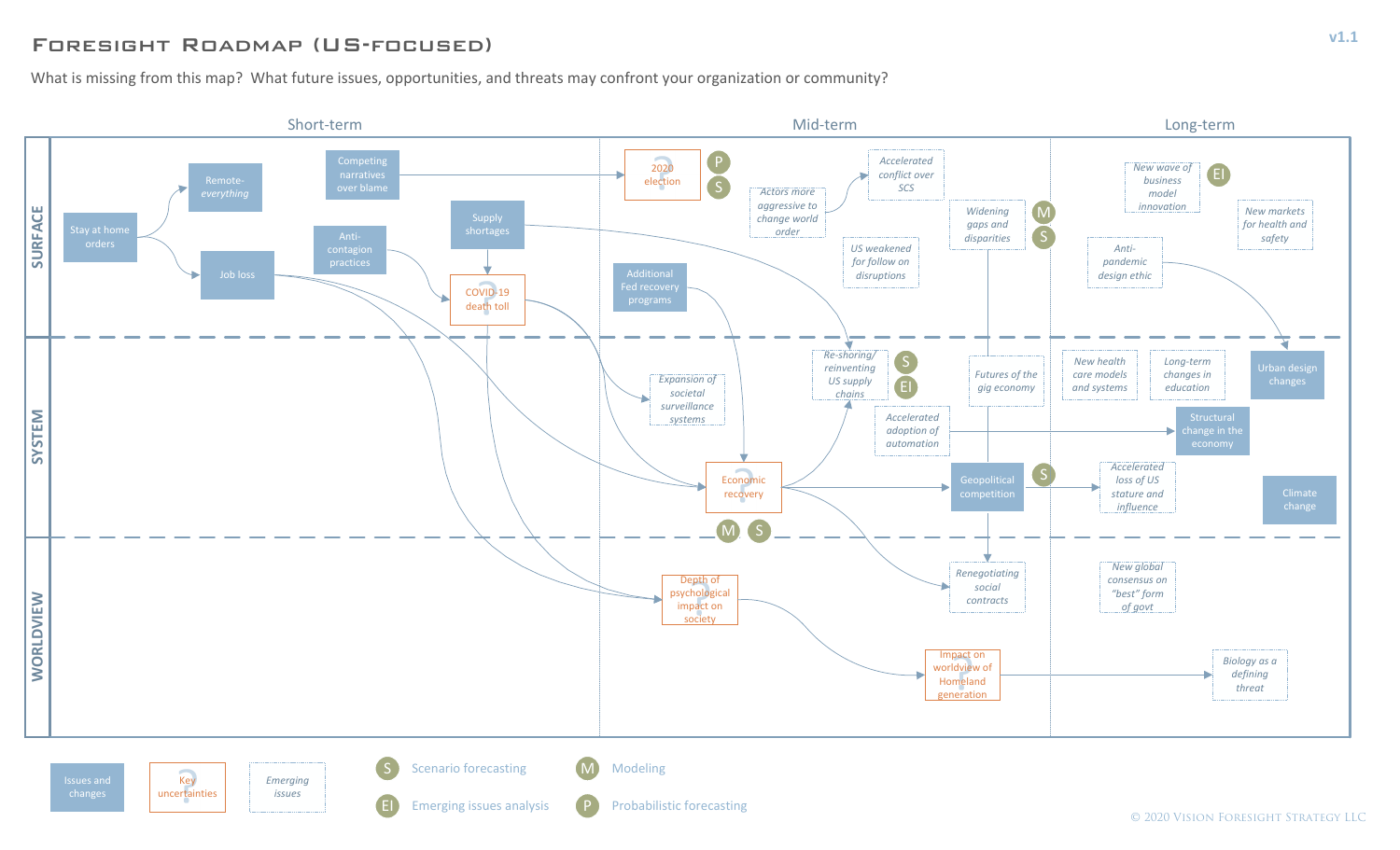# Foresight Roadmap (US-focused)

v1.1

What is missing from this map? What future issues, opportunities, and threats may confront your organization or community?

Short-term

Mid-term

Long-term

SURFACE

Stay at home orders

Remote-everything

Job loss

Competing narratives over blame

Anti-contagion practices

Supply shortages

COVID-19 death toll

2020 election

P

S

Actors more aggressive to change world order

Accelerated conflict over SCS

US weakened for follow on disruptions

Additional Fed recovery programs

Widening gaps and disparities

M

S

New wave of business model innovation

EI

New markets for health and safety

Anti-pandemic design ethic

SYSTEM

Expansion of societal surveillance systems

Re-shoring/ reinventing US supply chains

S

EI

Futures of the gig economy

New health care models and systems

Long-term changes in education

Urban design changes

Accelerated adoption of automation

Structural change in the economy

Economic recovery

M

S

Geopolitical competition

S

Accelerated loss of US stature and influence

Climate change

WORLDVIEW

Depth of psychological impact on society

Renegotiating social contracts

New global consensus on "best" form of govt

Impact on worldview of Homeland generation

Biology as a defining threat

Issues and changes

Key uncertainties

Emerging issues

S Scenario forecasting

EI Emerging issues analysis

M Modeling

P Probabilistic forecasting

© 2020 Vision Foresight Strategy LLC